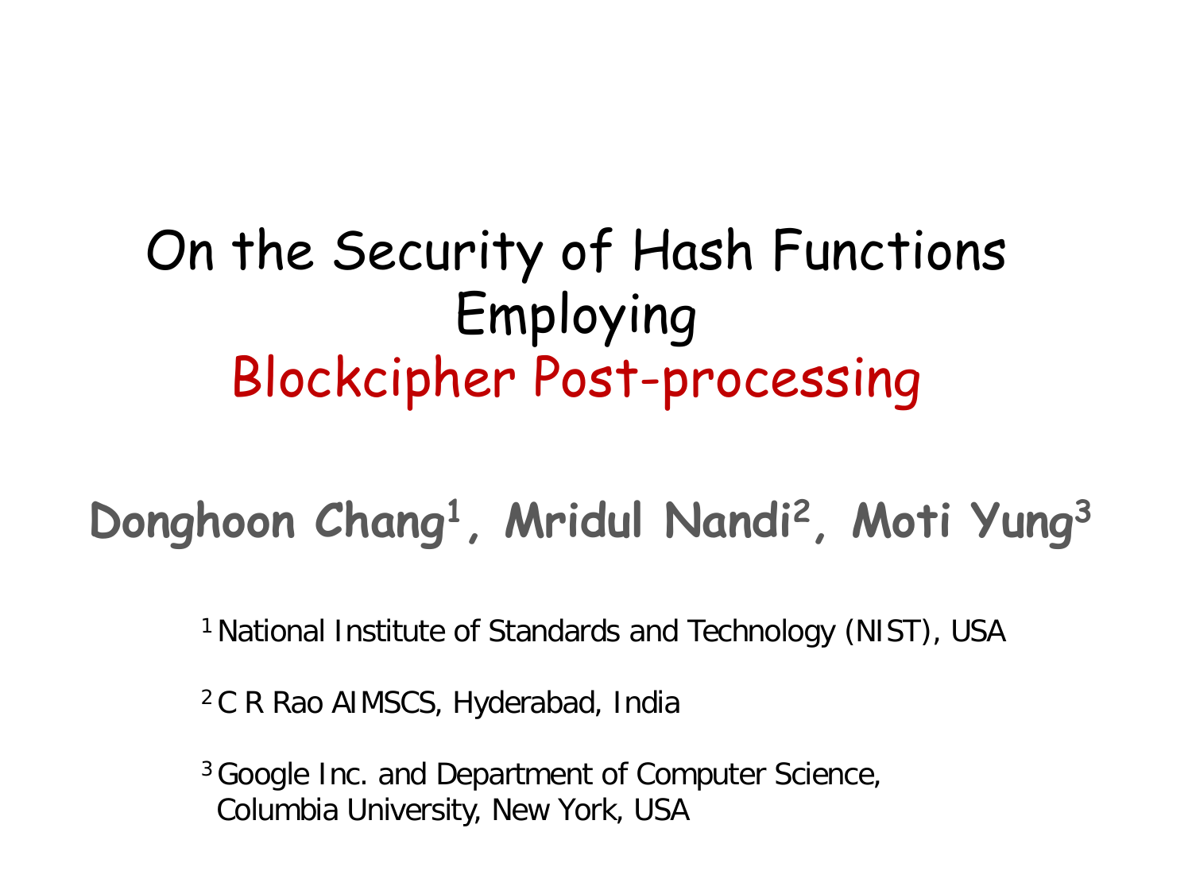# On the Security of Hash Functions Employing Blockcipher Post-processing

**Donghoon Chang[1], Mridul Nandi[2], Moti Yung[3]**

[1] National Institute of Standards and Technology (NIST), USA

[2] C R Rao AIMSCS, Hyderabad, India

[3] Google Inc. and Department of Computer Science, Columbia University, New York, USA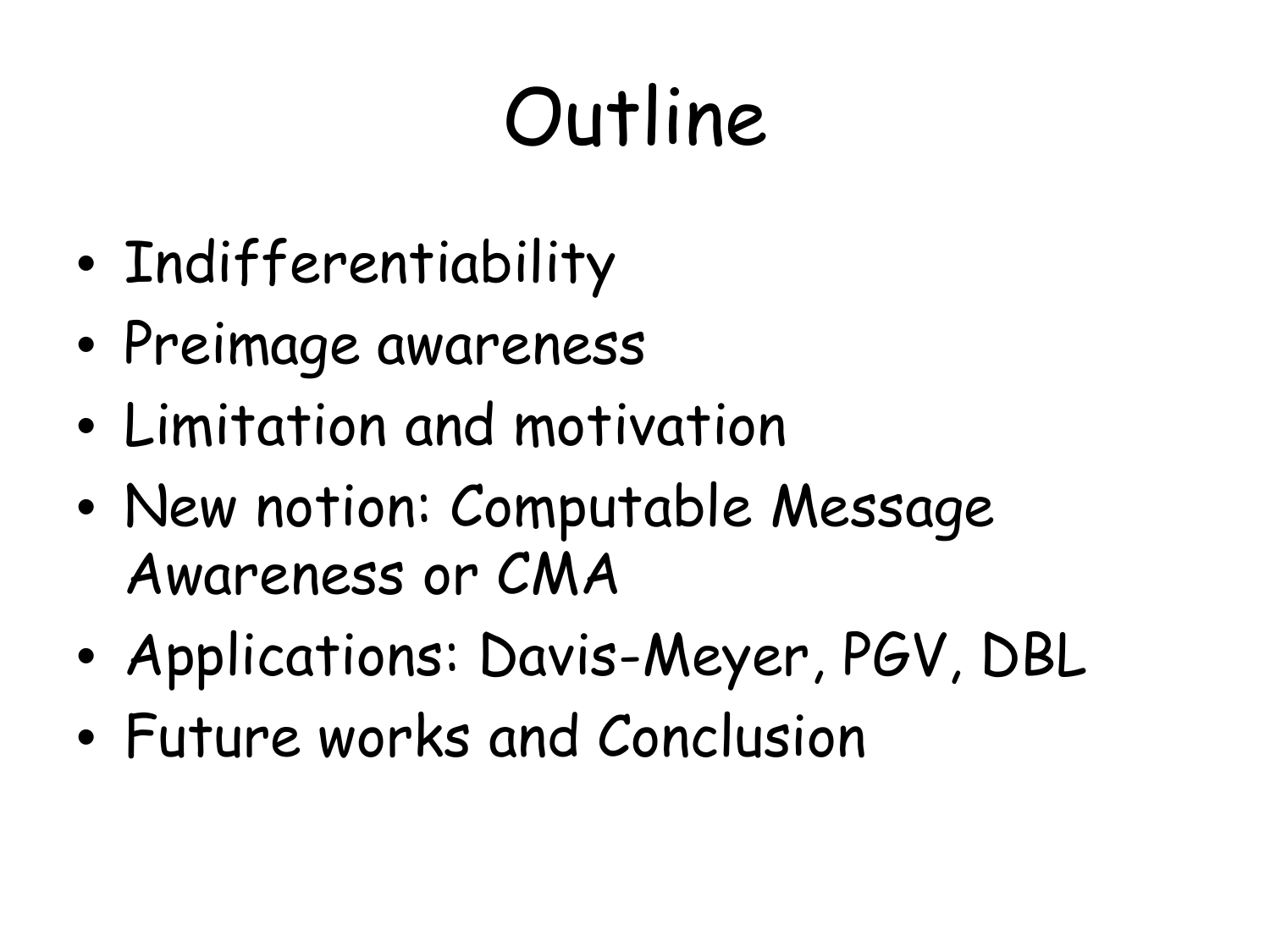# Outline

- Indifferentiability
- Preimage awareness
- Limitation and motivation
- New notion: Computable Message Awareness or CMA
- Applications: Davis-Meyer, PGV, DBL
- Future works and Conclusion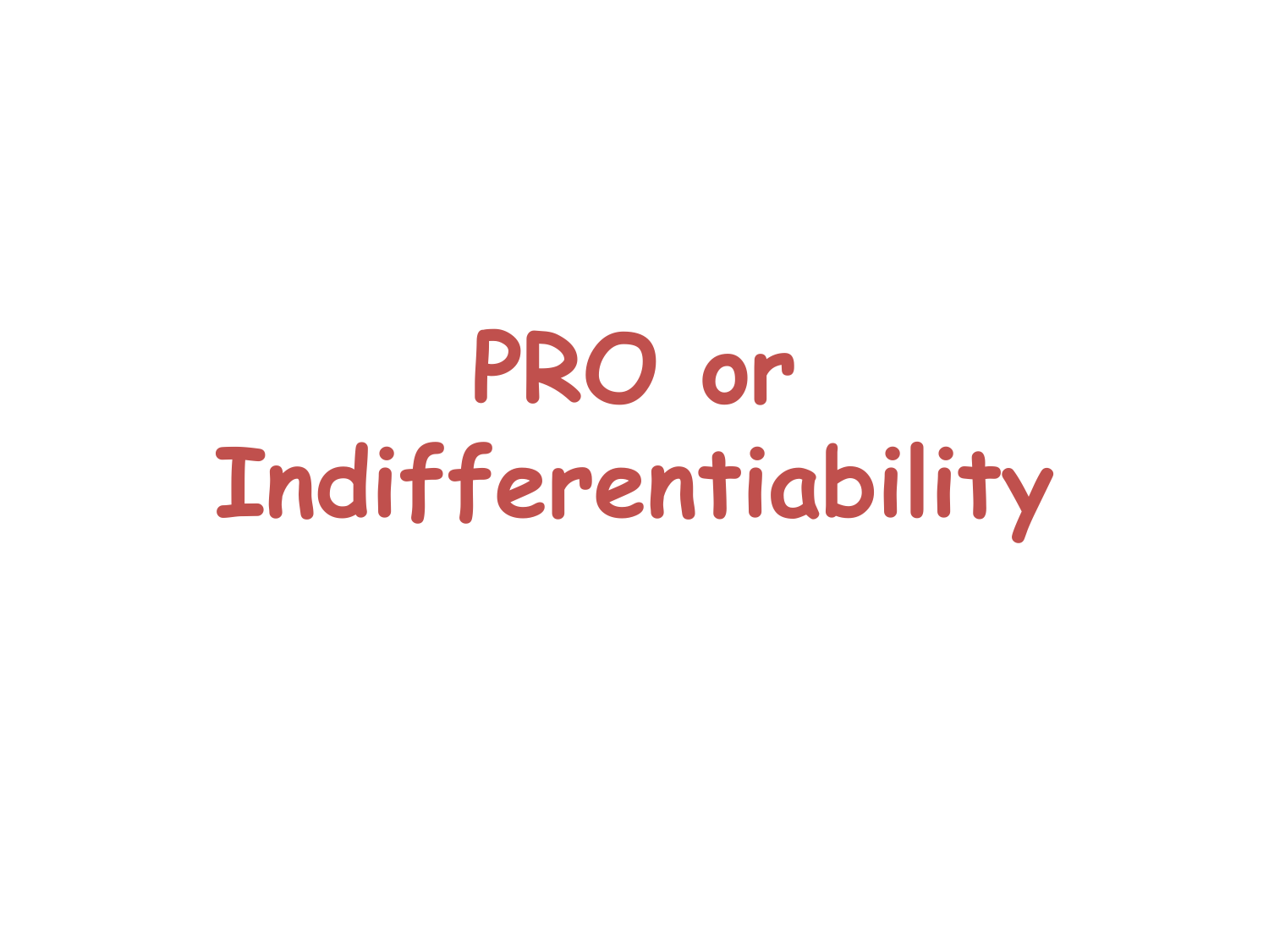# PRO or Indifferentiability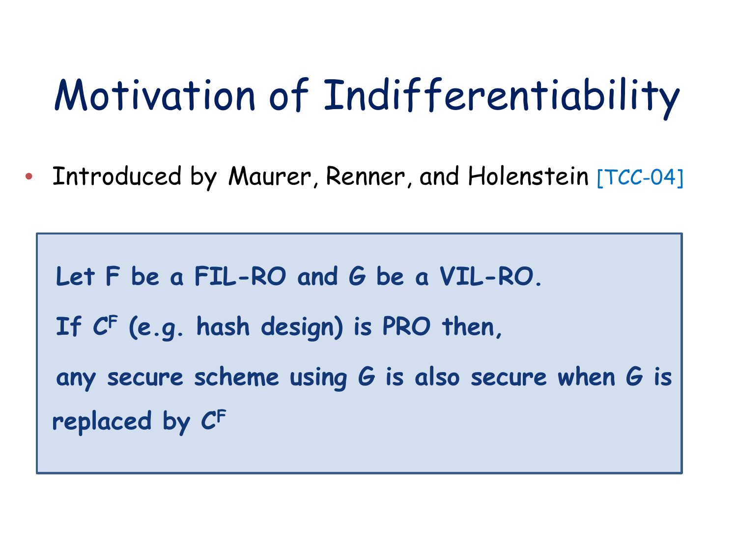# Motivation of Indifferentiability

- Introduced by Maurer, Renner, and Holenstein [TCC-04]

> **Let F be a FIL-RO and G be a VIL-RO.**
>
> **If $C^F$ (e.g. hash design) is PRO then,**
>
> **any secure scheme using G is also secure when G is replaced by $C^F$**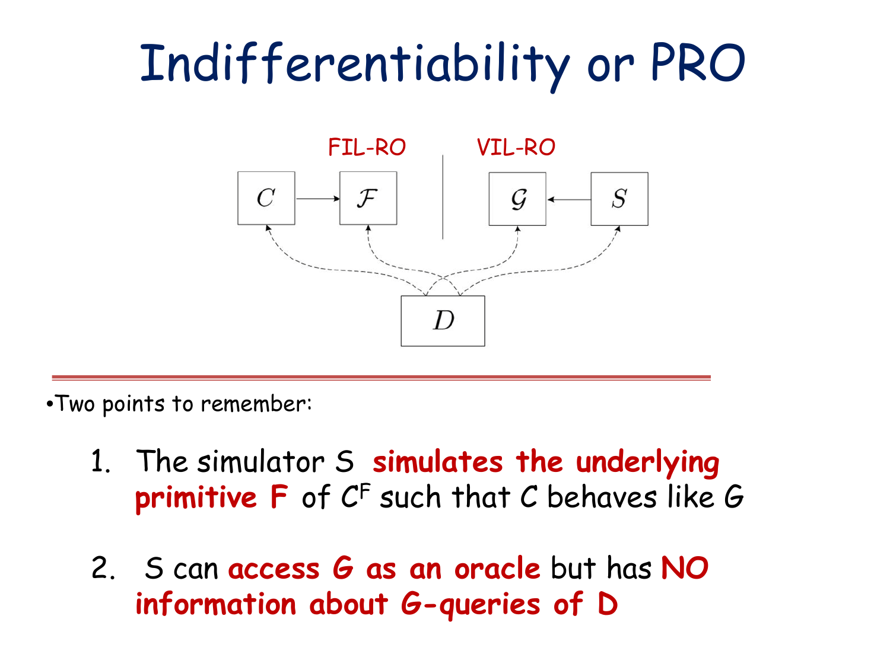# Indifferentiability or PRO

FIL-RO VIL-RO

$C$ $\mathcal{F}$ $\mathcal{G}$ $S$

$D$

- Two points to remember:

1. The simulator S **simulates the underlying primitive F** of $C^F$ such that C behaves like G

2. S can **access G as an oracle** but has **NO information about G-queries of D**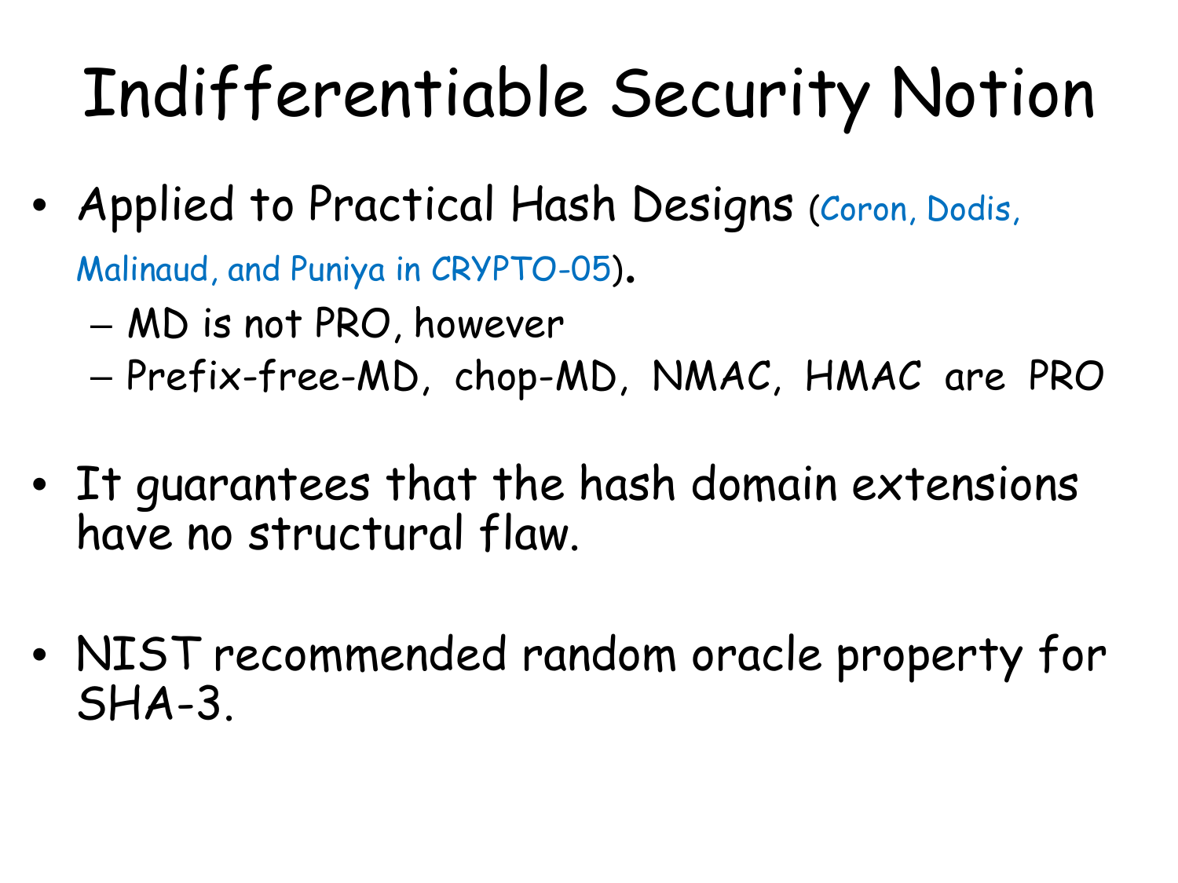# Indifferentiable Security Notion

- Applied to Practical Hash Designs (Coron, Dodis, Malinaud, and Puniya in CRYPTO-05).
  - MD is not PRO, however
  - Prefix-free-MD, chop-MD, NMAC, HMAC are PRO

- It guarantees that the hash domain extensions have no structural flaw.

- NIST recommended random oracle property for SHA-3.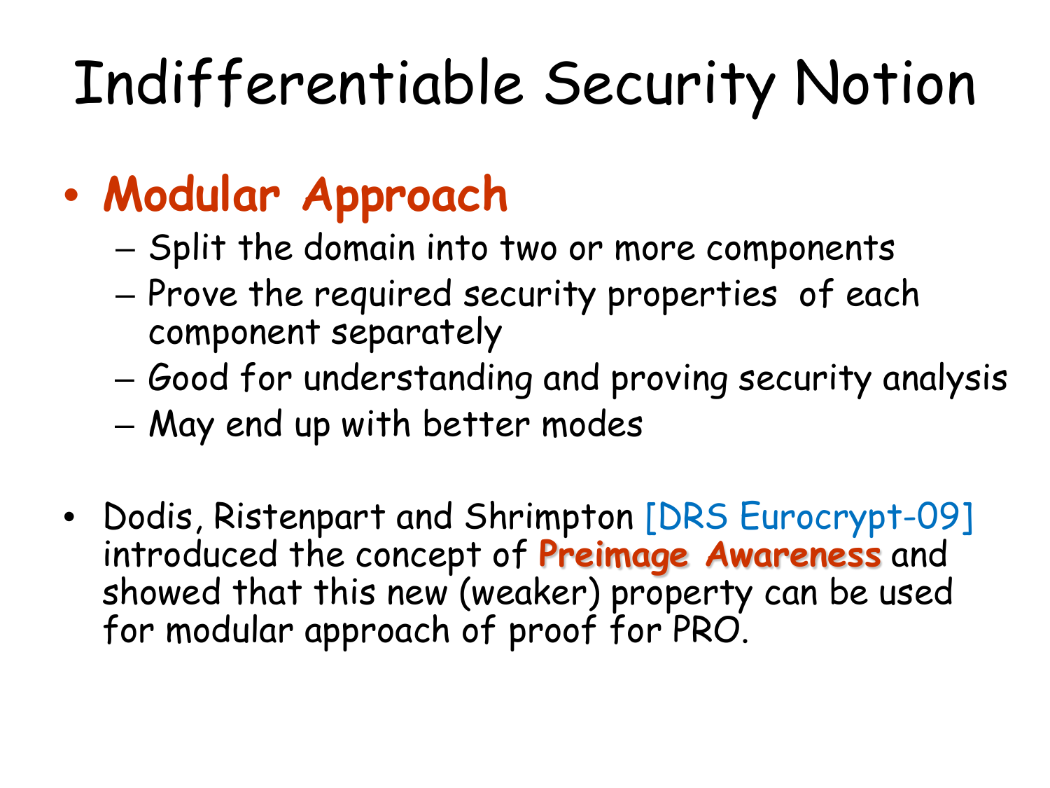# Indifferentiable Security Notion

- **Modular Approach**
  - Split the domain into two or more components
  - Prove the required security properties of each component separately
  - Good for understanding and proving security analysis
  - May end up with better modes

- Dodis, Ristenpart and Shrimpton [DRS Eurocrypt-09] introduced the concept of **Preimage Awareness** and showed that this new (weaker) property can be used for modular approach of proof for PRO.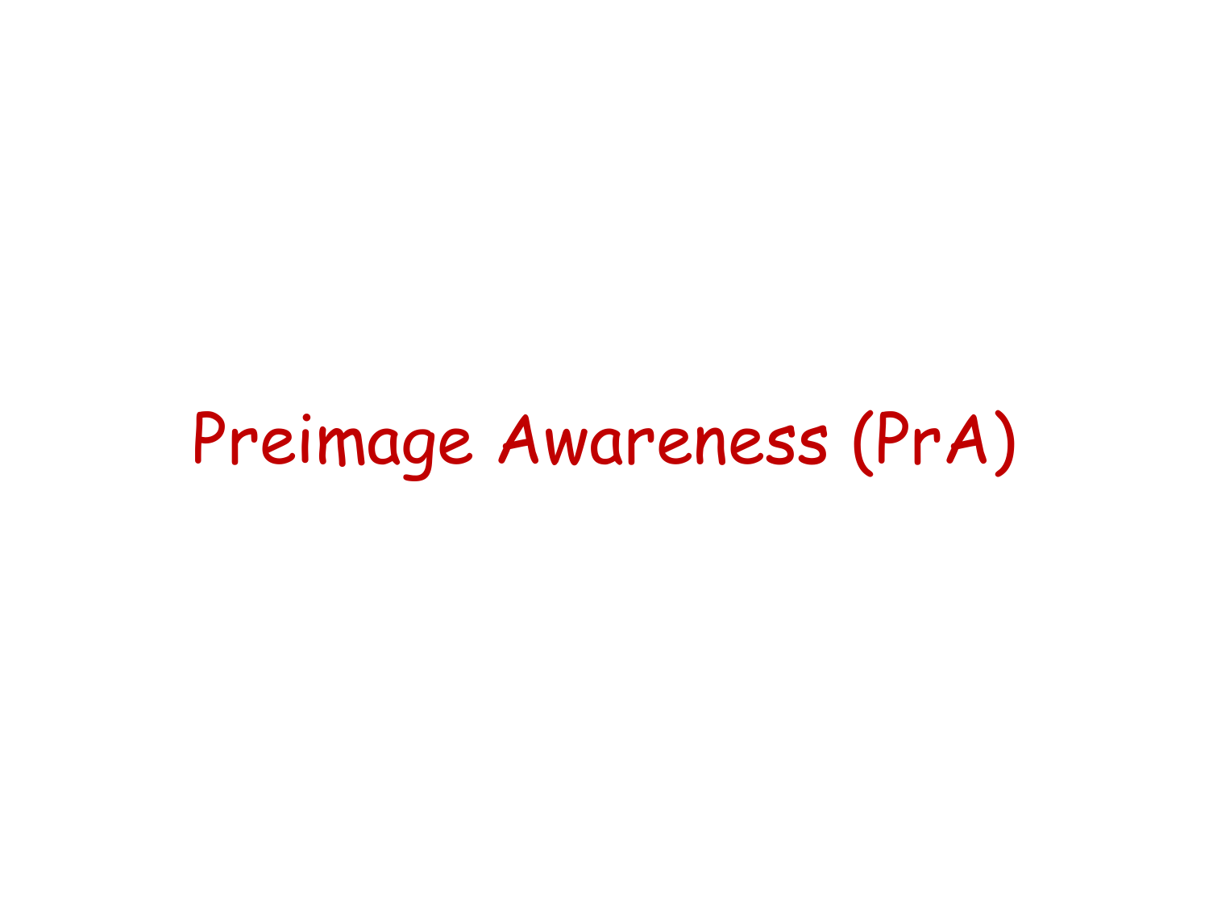# Preimage Awareness (PrA)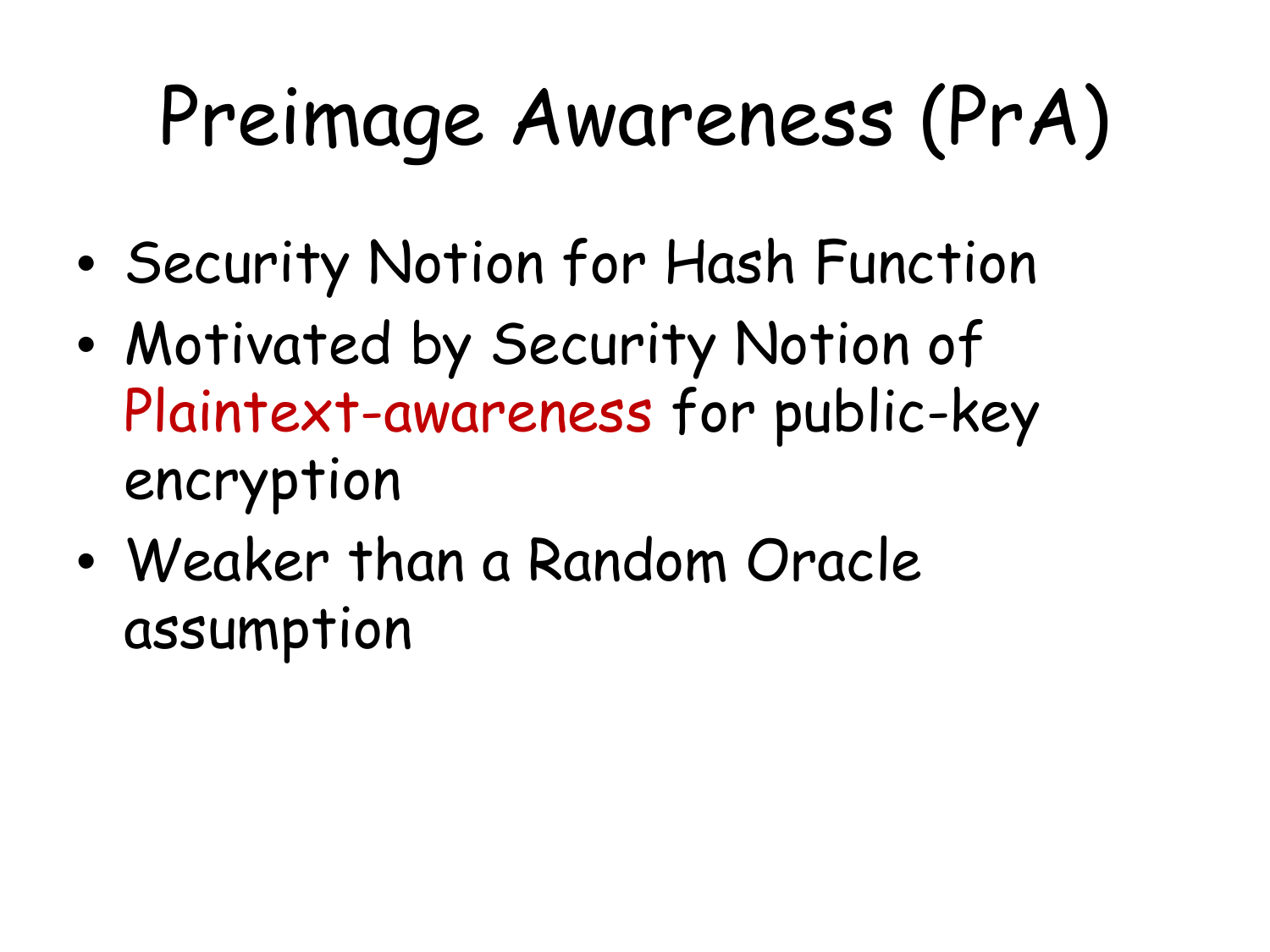# Preimage Awareness (PrA)

- Security Notion for Hash Function
- Motivated by Security Notion of Plaintext-awareness for public-key encryption
- Weaker than a Random Oracle assumption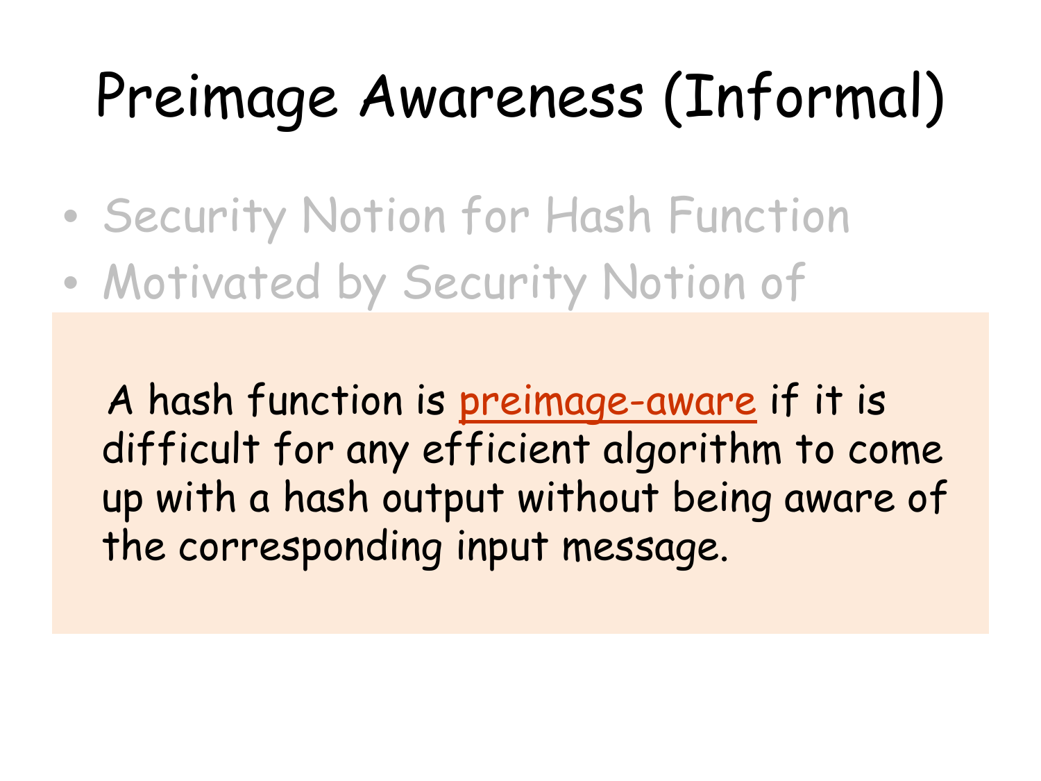# Preimage Awareness (Informal)

- Security Notion for Hash Function
- Motivated by Security Notion of

A hash function is preimage-aware if it is difficult for any efficient algorithm to come up with a hash output without being aware of the corresponding input message.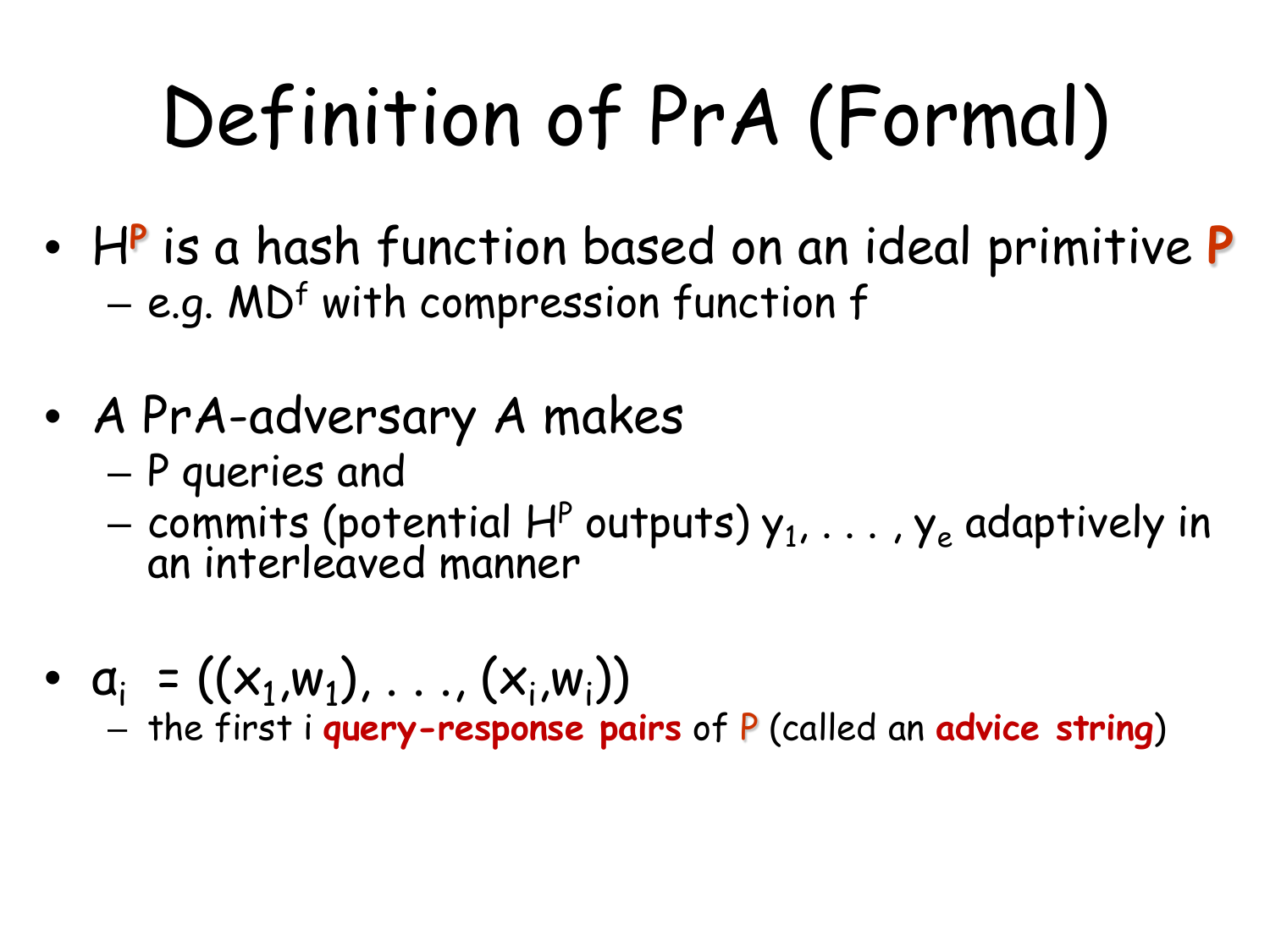# Definition of PrA (Formal)

- $H^{\mathbf{P}}$ is a hash function based on an ideal primitive **P**
  - e.g. $MD^f$ with compression function f
- A PrA-adversary A makes
  - P queries and
  - commits (potential $H^P$ outputs) $y_1, \ldots, y_e$ adaptively in an interleaved manner
- $\alpha_i = ((x_1,w_1), \ldots, (x_i,w_i))$
  - the first i **query-response pairs** of **P** (called an **advice string**)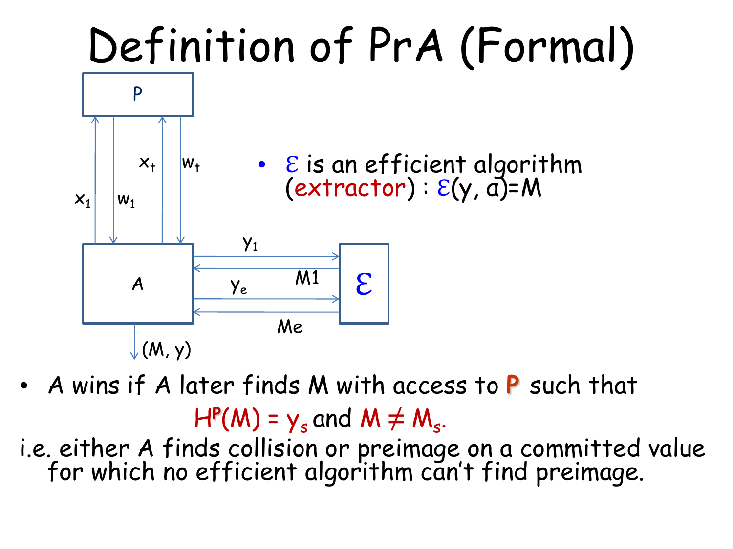# Definition of PrA (Formal)

- $\mathcal{E}$ is an efficient algorithm (extractor) : $\mathcal{E}(y, \alpha)=M$

- A wins if A later finds M with access to **P** such that

$$H^P(M) = y_s \text{ and } M \neq M_s.$$

i.e. either A finds collision or preimage on a committed value for which no efficient algorithm can't find preimage.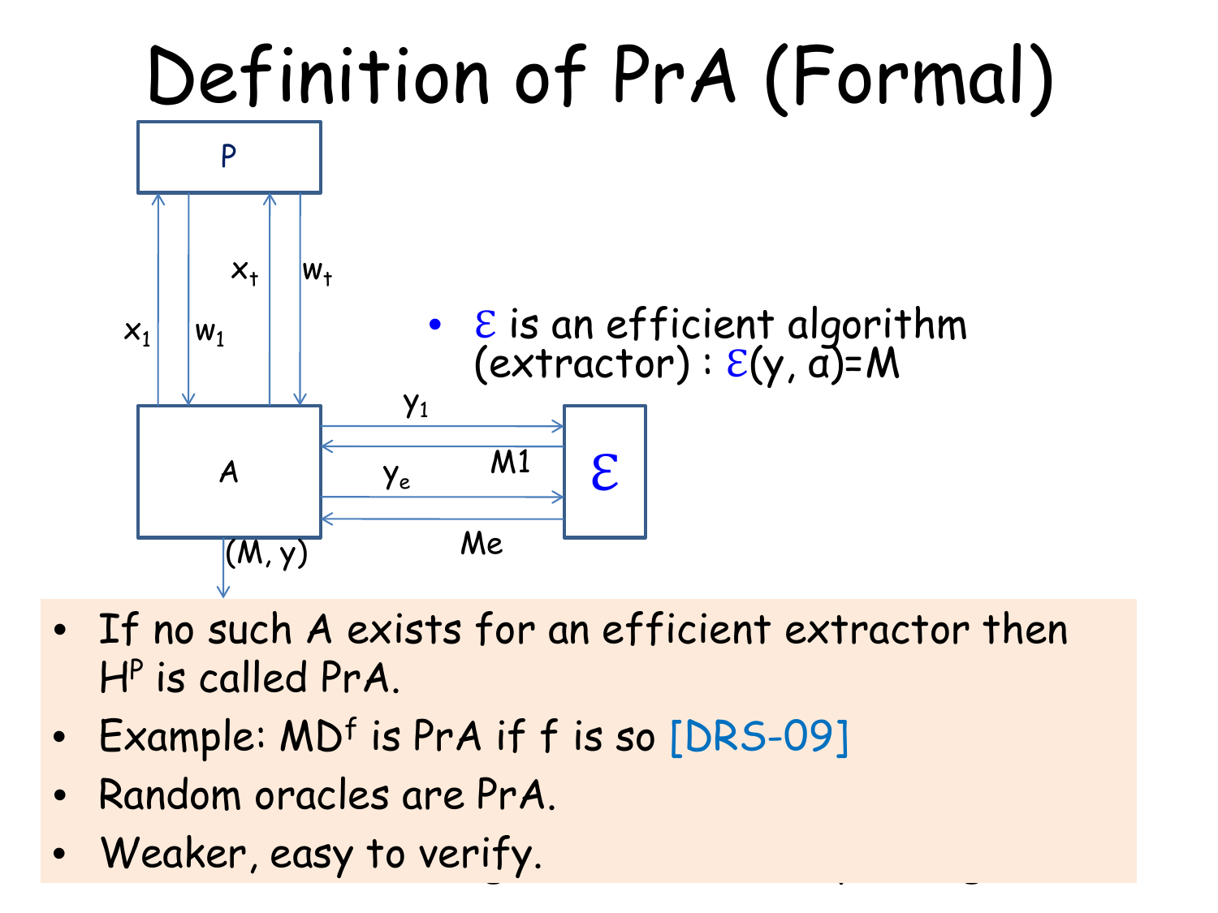# Definition of PrA (Formal)

- $\mathcal{E}$ is an efficient algorithm (extractor) : $\mathcal{E}(y, \alpha)=M$

P

$x_1$ $w_1$ $x_t$ $w_t$

A

$y_1$ M1 $y_e$ Me

$\mathcal{E}$

(M, y)

- If no such A exists for an efficient extractor then $H^P$ is called PrA.
- Example: $MD^f$ is PrA if f is so [DRS-09]
- Random oracles are PrA.
- Weaker, easy to verify.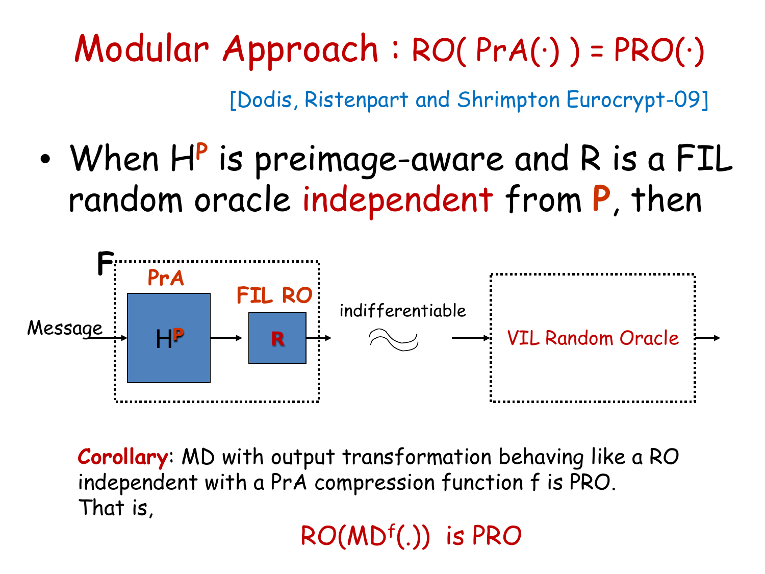# Modular Approach : RO( PrA(·) ) = PRO(·)

[Dodis, Ristenpart and Shrimpton Eurocrypt-09]

- When $H^P$ is preimage-aware and R is a FIL random oracle independent from P, then

F: Message → PrA $H^P$ → FIL RO R → indifferentiable ≈ → VIL Random Oracle

**Corollary**: MD with output transformation behaving like a RO independent with a PrA compression function f is PRO. That is,

$RO(MD^f(.))$ is PRO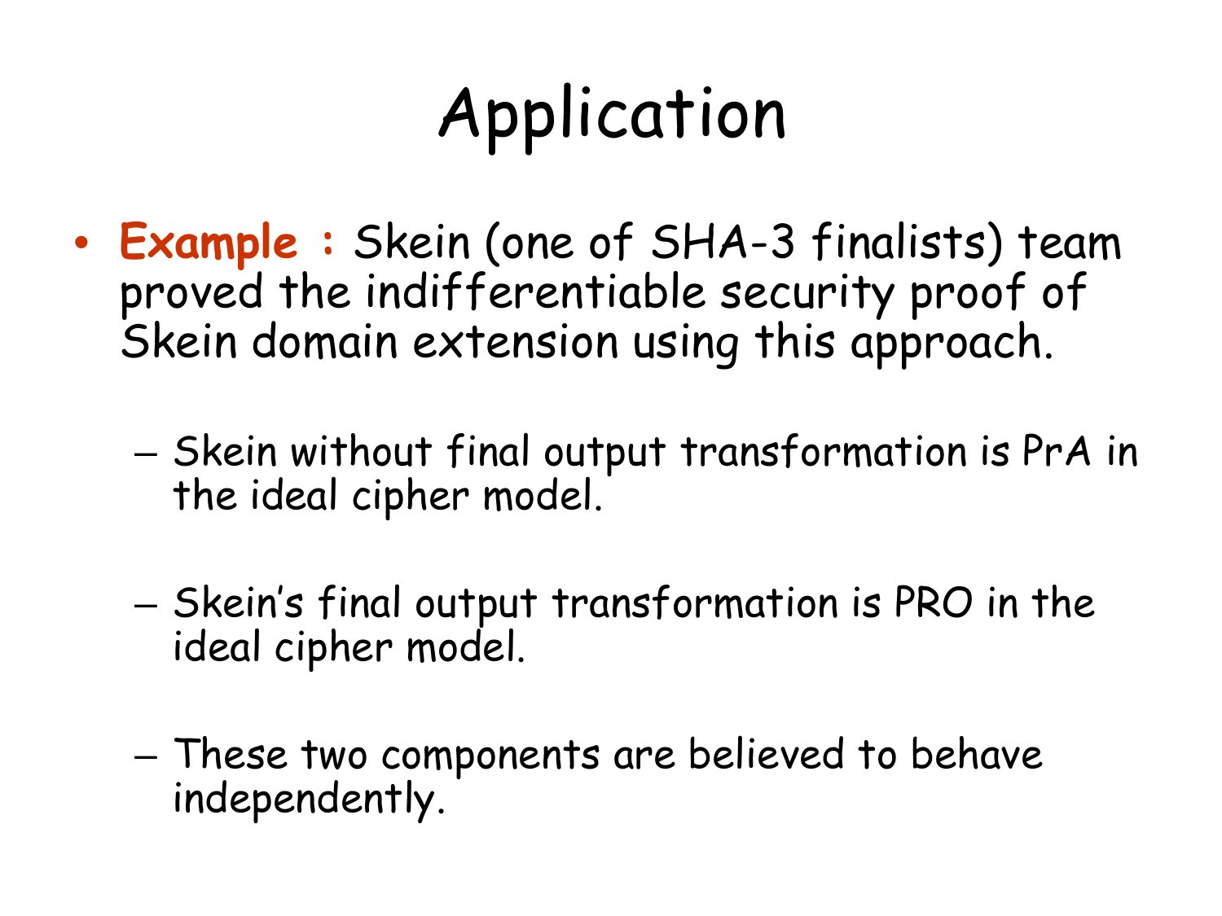# Application

- **Example :** Skein (one of SHA-3 finalists) team proved the indifferentiable security proof of Skein domain extension using this approach.
  - Skein without final output transformation is PrA in the ideal cipher model.
  - Skein's final output transformation is PRO in the ideal cipher model.
  - These two components are believed to behave independently.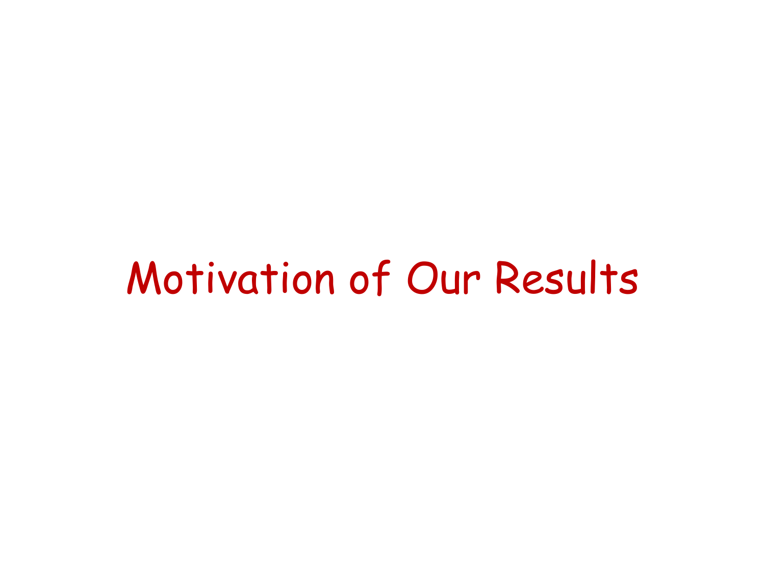# Motivation of Our Results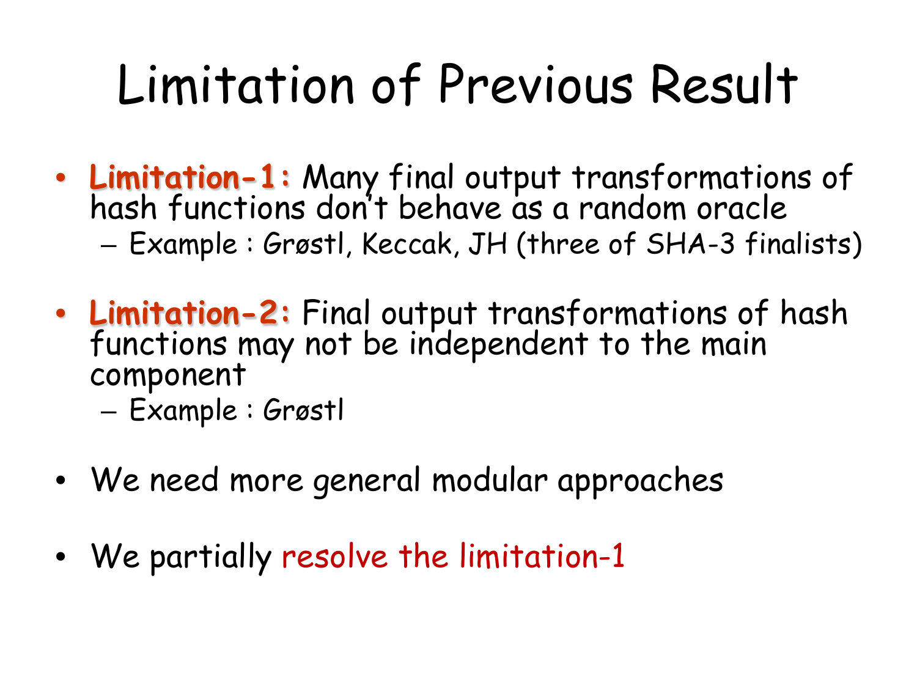# Limitation of Previous Result

- **Limitation-1:** Many final output transformations of hash functions don't behave as a random oracle
  - Example : Grøstl, Keccak, JH (three of SHA-3 finalists)

- **Limitation-2:** Final output transformations of hash functions may not be independent to the main component
  - Example : Grøstl

- We need more general modular approaches

- We partially resolve the limitation-1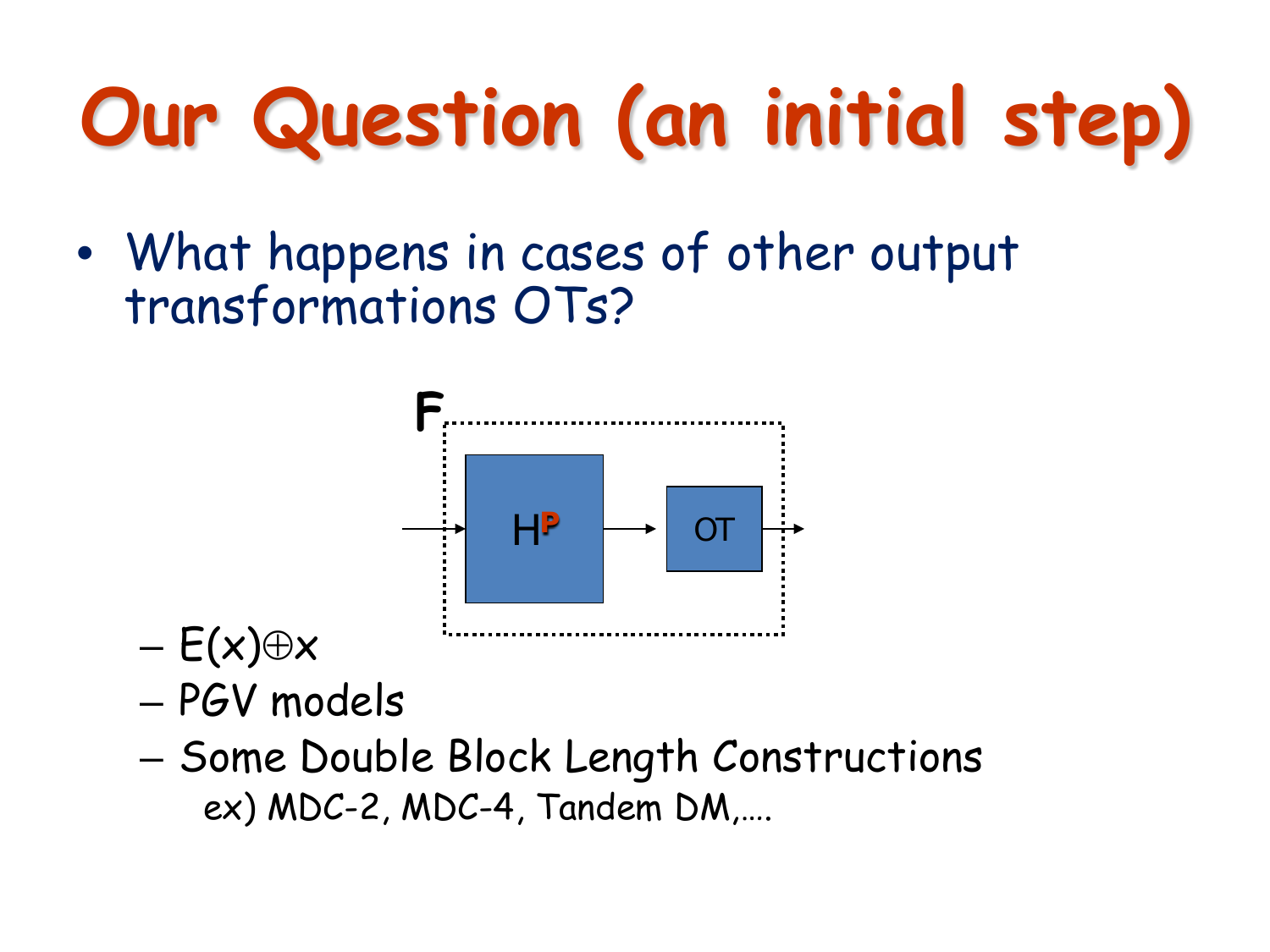# Our Question (an initial step)

- What happens in cases of other output transformations OTs?
  - $E(x) \oplus x$
  - PGV models
  - Some Double Block Length Constructions

    ex) MDC-2, MDC-4, Tandem DM,….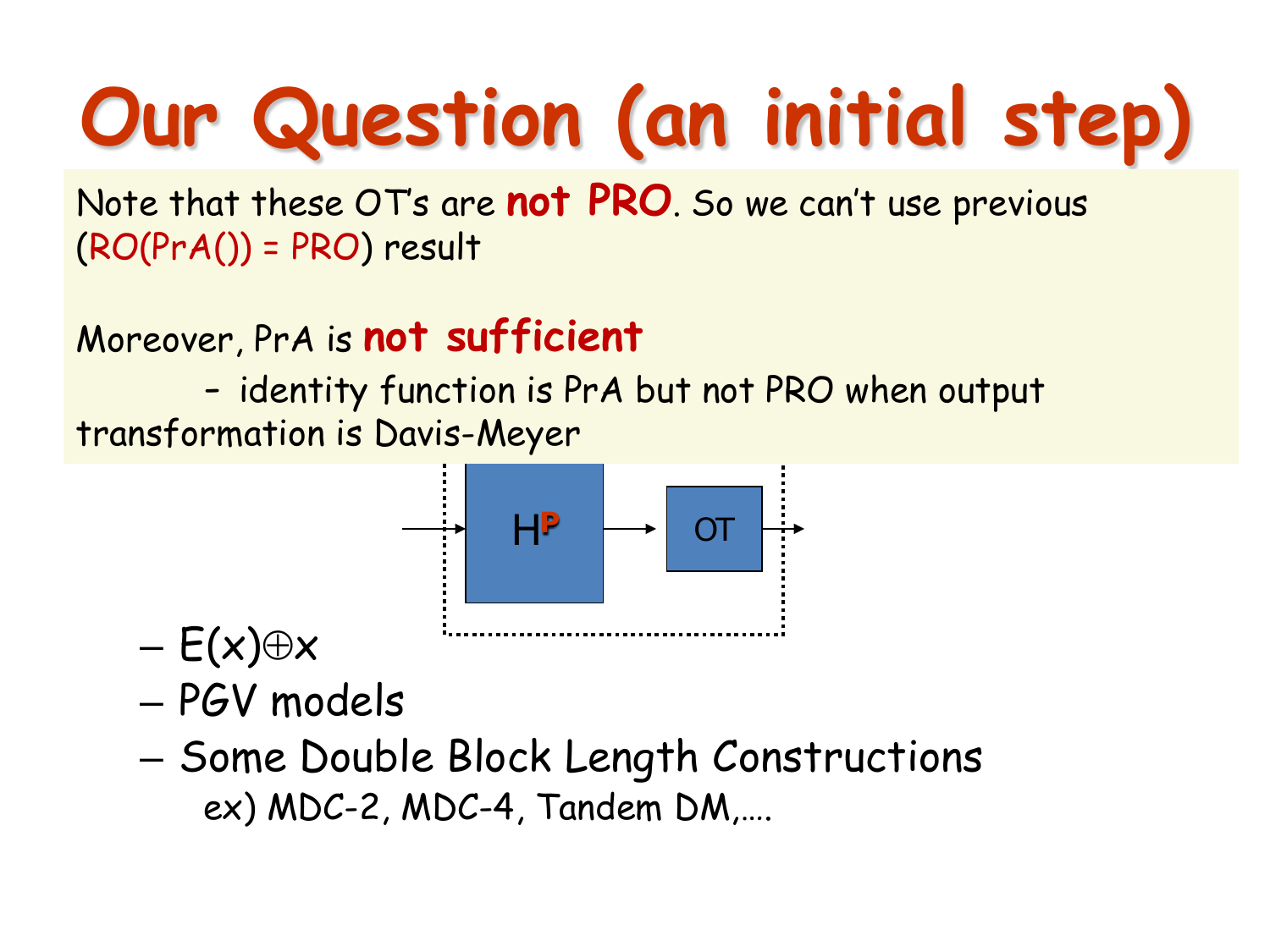# Our Question (an initial step)

Note that these OT's are **not PRO**. So we can't use previous (RO(PrA()) = PRO) result

Moreover, PrA is **not sufficient**

- identity function is PrA but not PRO when output transformation is Davis-Meyer

– $E(x) \oplus x$
– PGV models
– Some Double Block Length Constructions
  ex) MDC-2, MDC-4, Tandem DM,….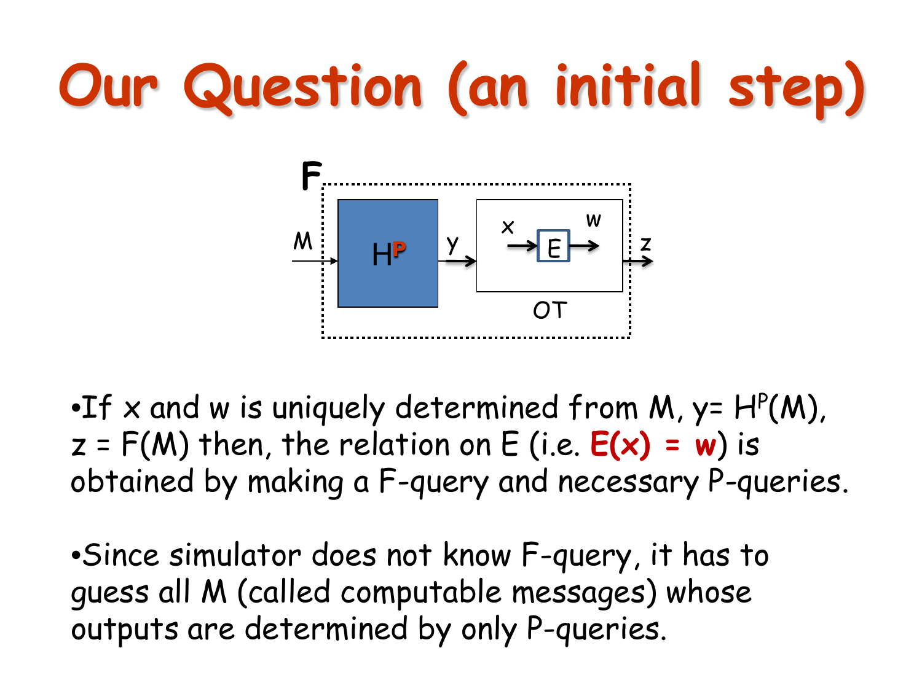# Our Question (an initial step)

- If x and w is uniquely determined from M, y= $H^P(M)$, z = F(M) then, the relation on E (i.e. **E(x) = w**) is obtained by making a F-query and necessary P-queries.

- Since simulator does not know F-query, it has to guess all M (called computable messages) whose outputs are determined by only P-queries.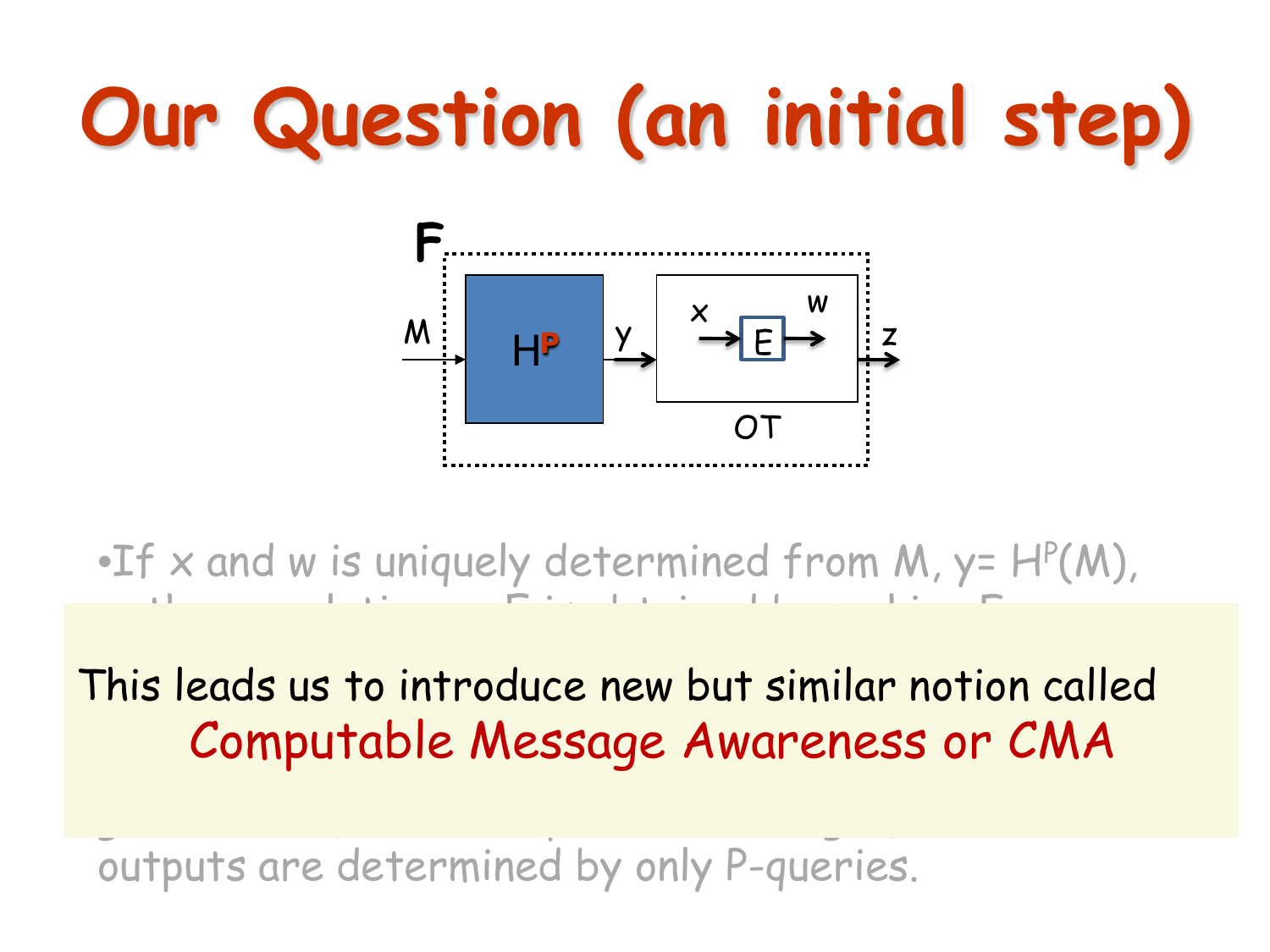# Our Question (an initial step)

F

M → $H^P$ → y → [x → E → w] OT → z

- If x and w is uniquely determined from M, y= $H^P(M)$,

This leads us to introduce new but similar notion called

Computable Message Awareness or CMA

outputs are determined by only P-queries.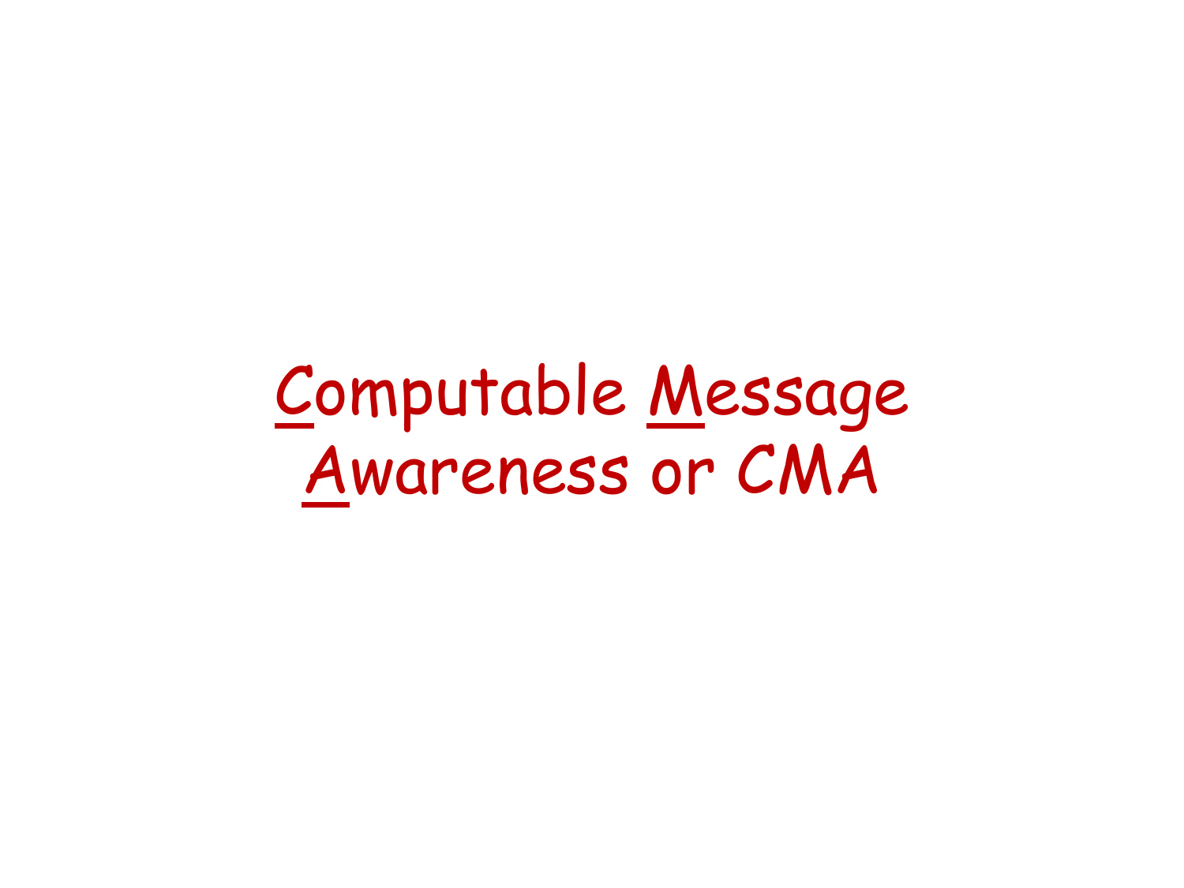# Computable Message Awareness or CMA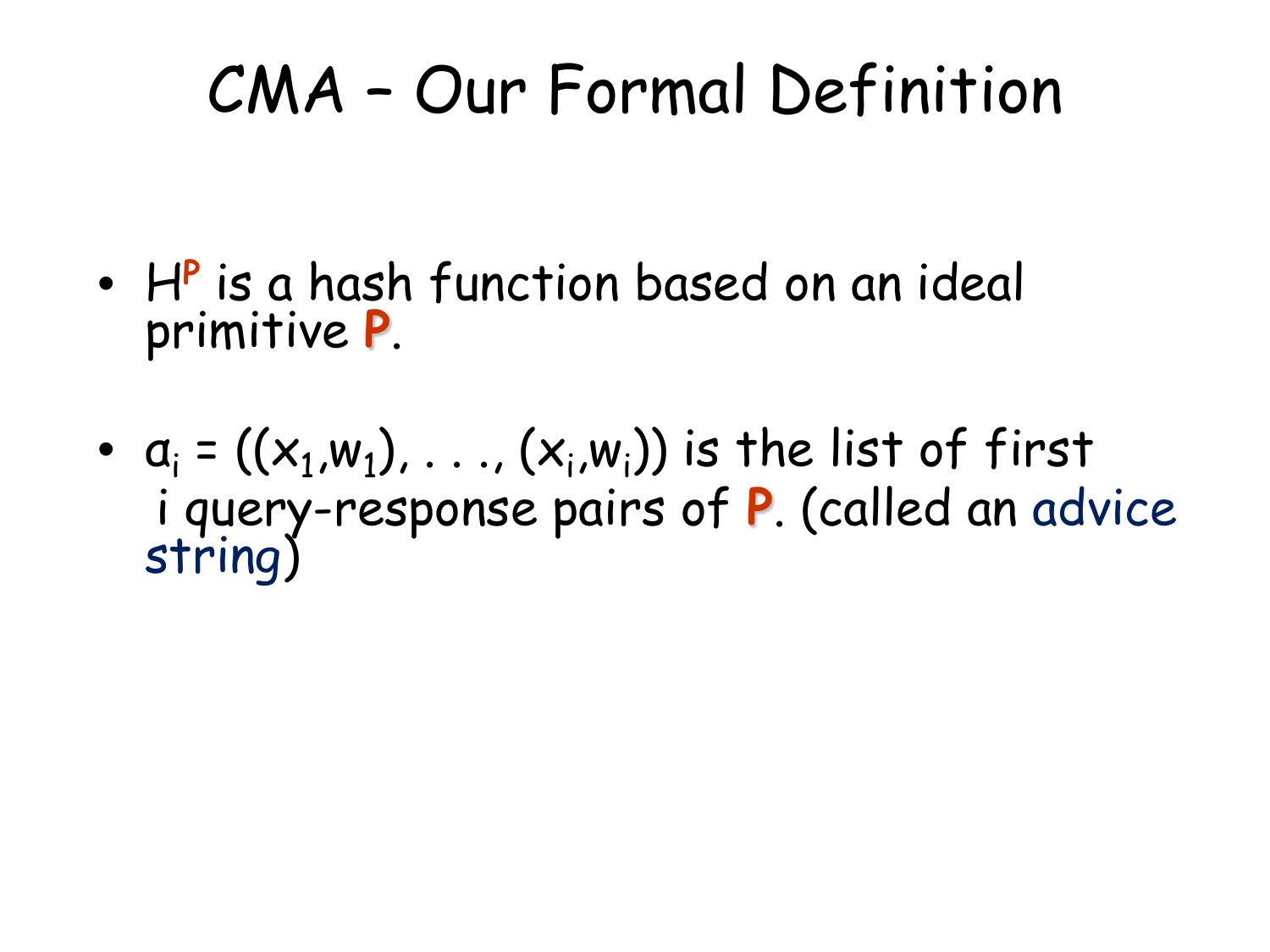# CMA – Our Formal Definition

- $H^P$ is a hash function based on an ideal primitive **P**.
- $\alpha_i = ((x_1,w_1), \ldots, (x_i,w_i))$ is the list of first $i$ query-response pairs of **P**. (called an advice string)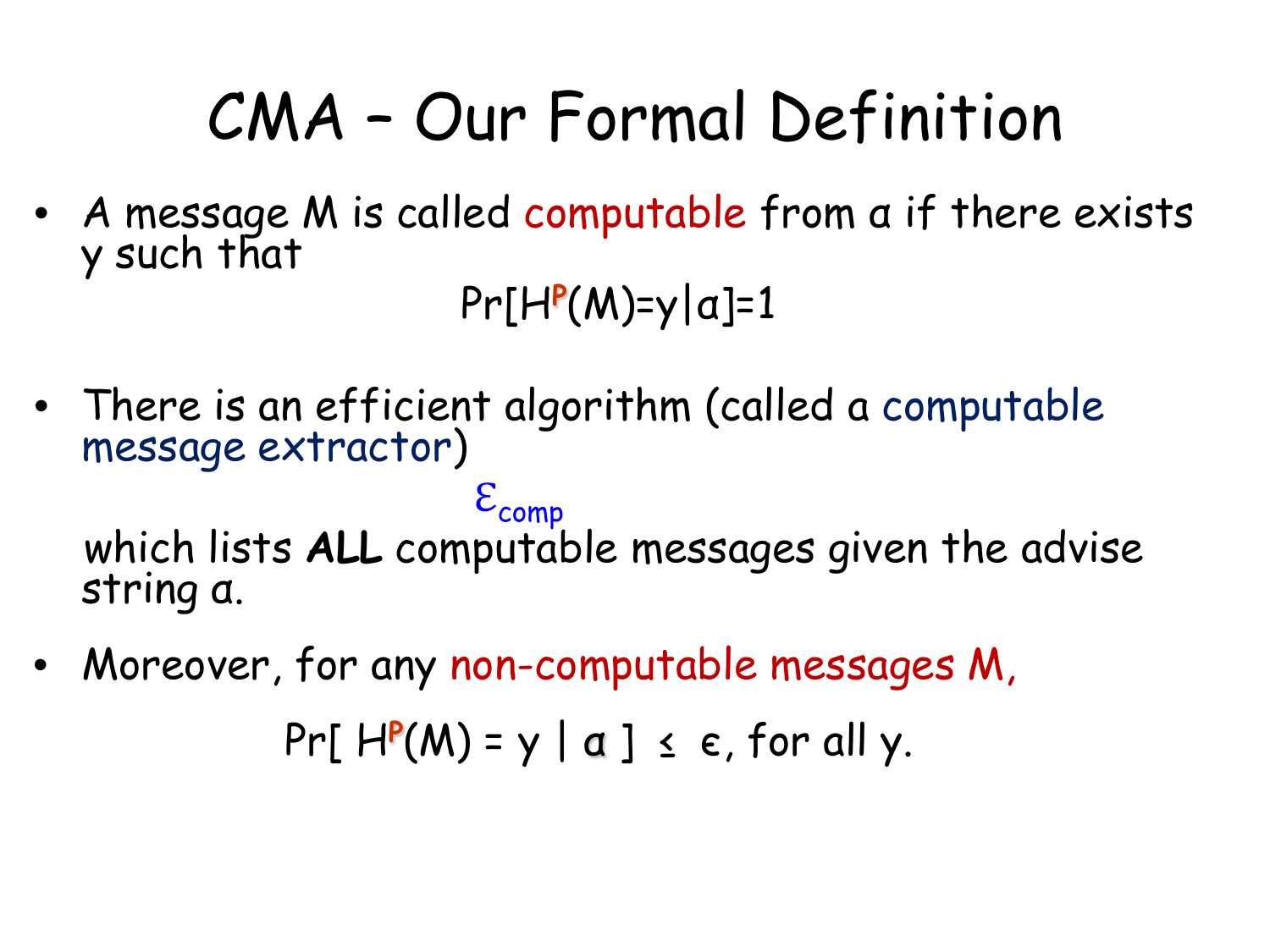# CMA – Our Formal Definition

- A message $M$ is called computable from $\alpha$ if there exists $y$ such that

$$\Pr[H^{P}(M)=y \mid \alpha]=1$$

- There is an efficient algorithm (called a computable message extractor)

$$\mathcal{E}_{comp}$$

  which lists **ALL** computable messages given the advise string $\alpha$.

- Moreover, for any non-computable messages $M$,

$$\Pr[\, H^{P}(M) = y \mid \alpha \,] \leq \epsilon, \text{ for all } y.$$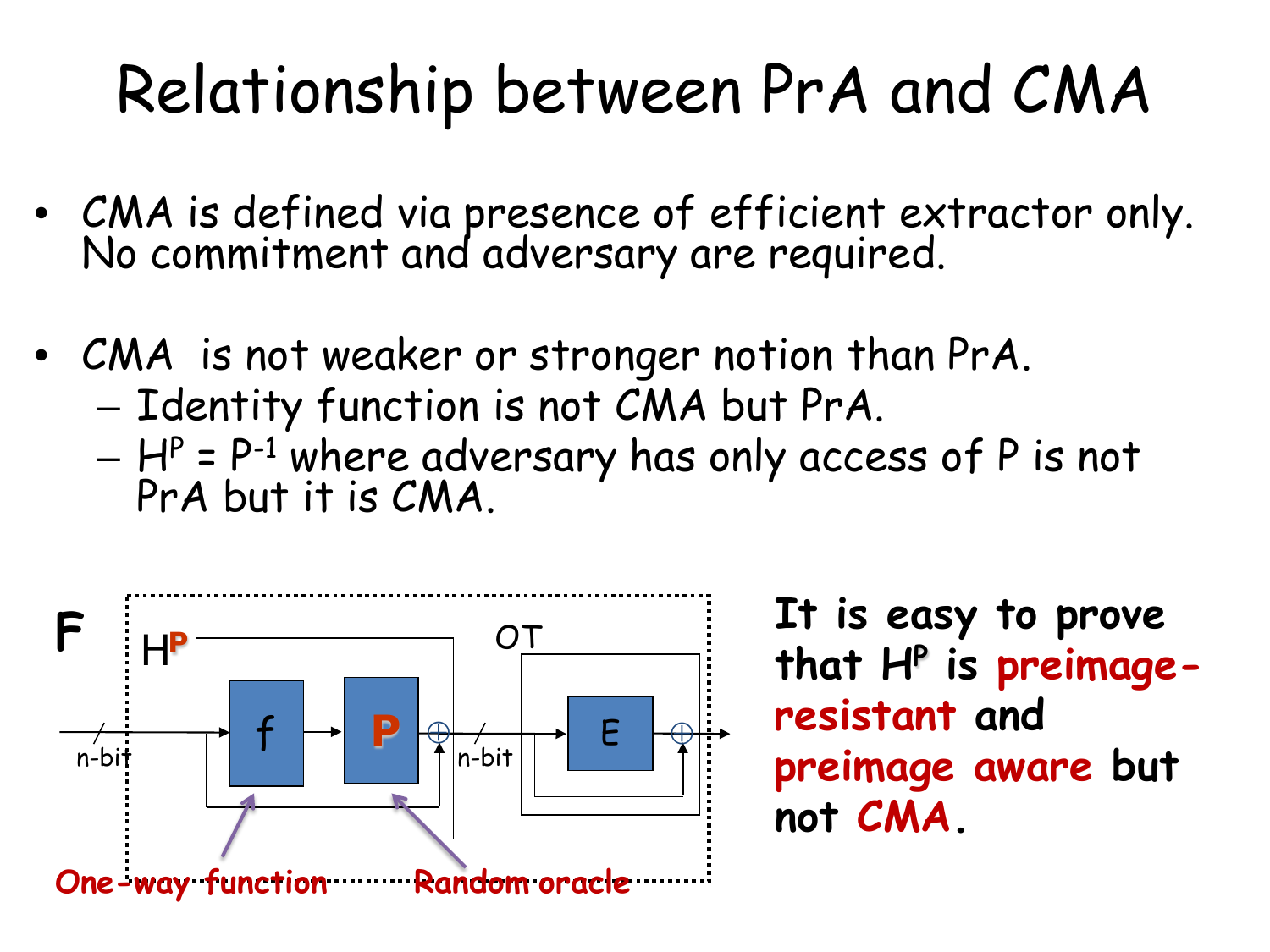# Relationship between PrA and CMA

- CMA is defined via presence of efficient extractor only. No commitment and adversary are required.
- CMA is not weaker or stronger notion than PrA.
  - Identity function is not CMA but PrA.
  - $H^P = P^{-1}$ where adversary has only access of P is not PrA but it is CMA.

F

$H^P$

f

P

OT

E

n-bit

n-bit

One-way function

Random oracle

**It is easy to prove that $H^P$ is preimage-resistant and preimage aware but not CMA.**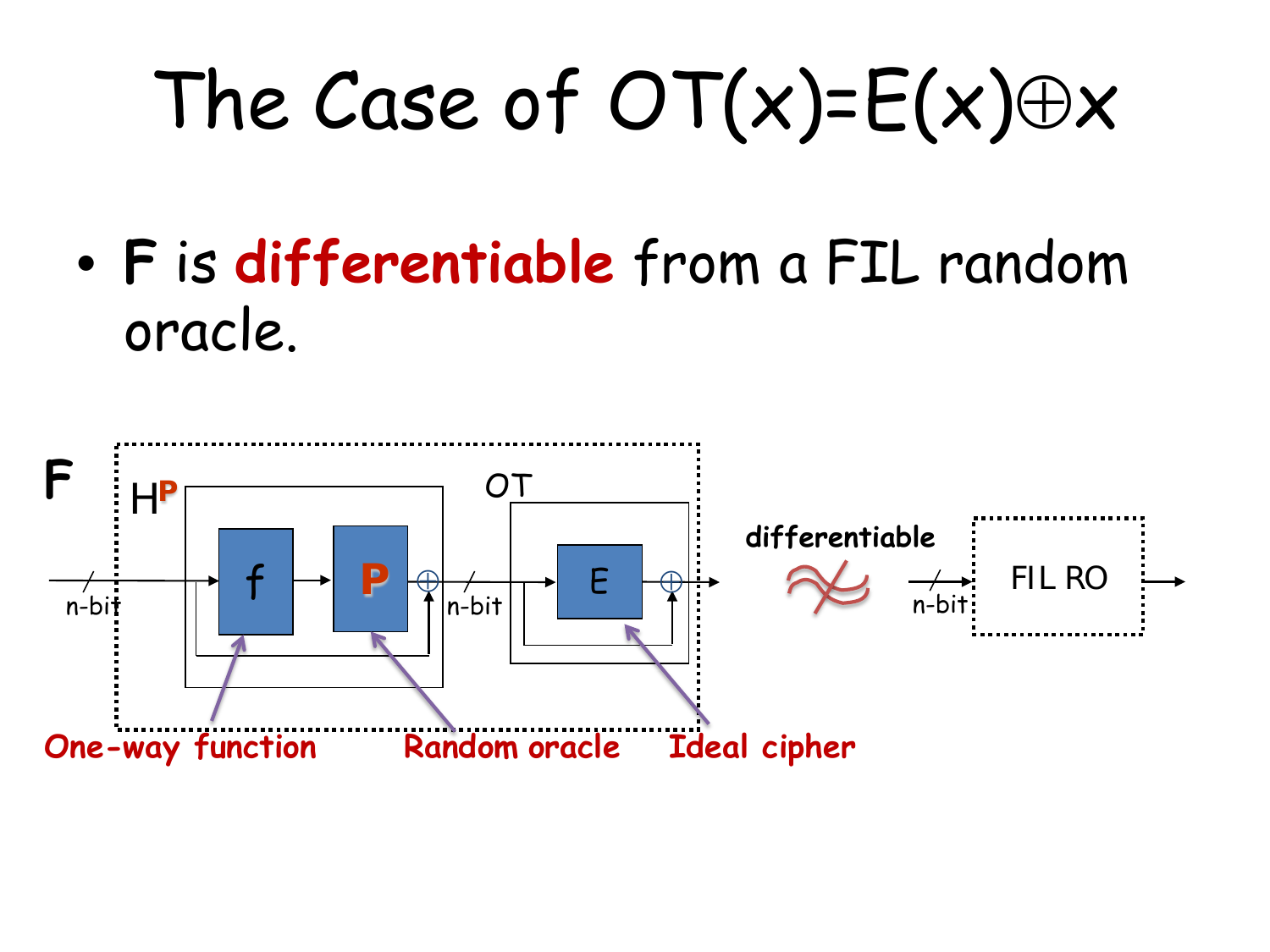# The Case of $OT(x)=E(x)\oplus x$

- **F** is **differentiable** from a FIL random oracle.

**F**

$H^{P}$

f

P

OT

E

n-bit

n-bit

differentiable

n-bit

FIL RO

One-way function

Random oracle

Ideal cipher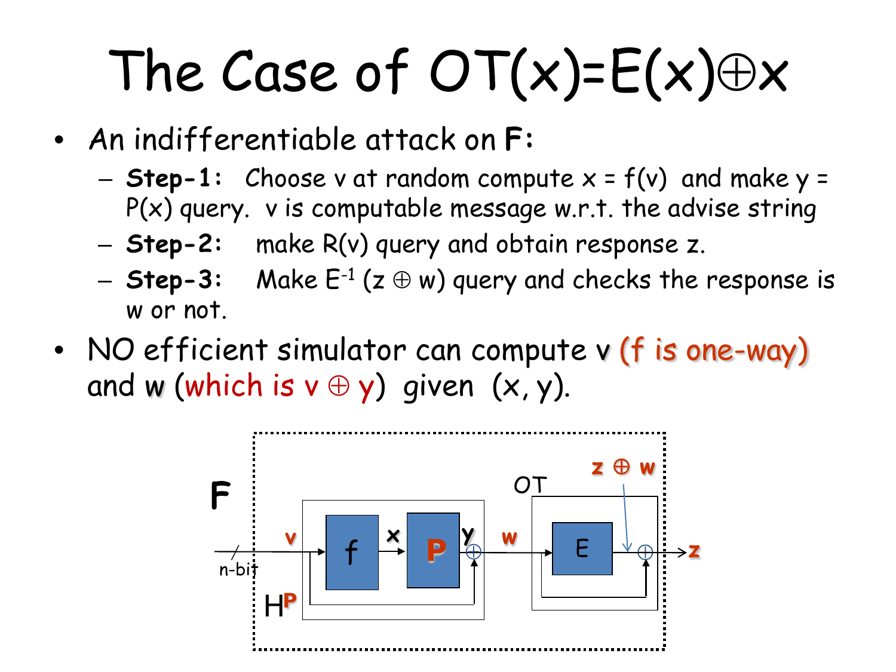# The Case of $OT(x)=E(x)\oplus x$

- An indifferentiable attack on **F**:
  - **Step-1:** Choose v at random compute $x = f(v)$ and make $y = P(x)$ query. v is computable message w.r.t. the advise string
  - **Step-2:** make $R(v)$ query and obtain response z.
  - **Step-3:** Make $E^{-1}(z \oplus w)$ query and checks the response is w or not.
- NO efficient simulator can compute v (f is one-way) and w (which is $v \oplus y$) given $(x, y)$.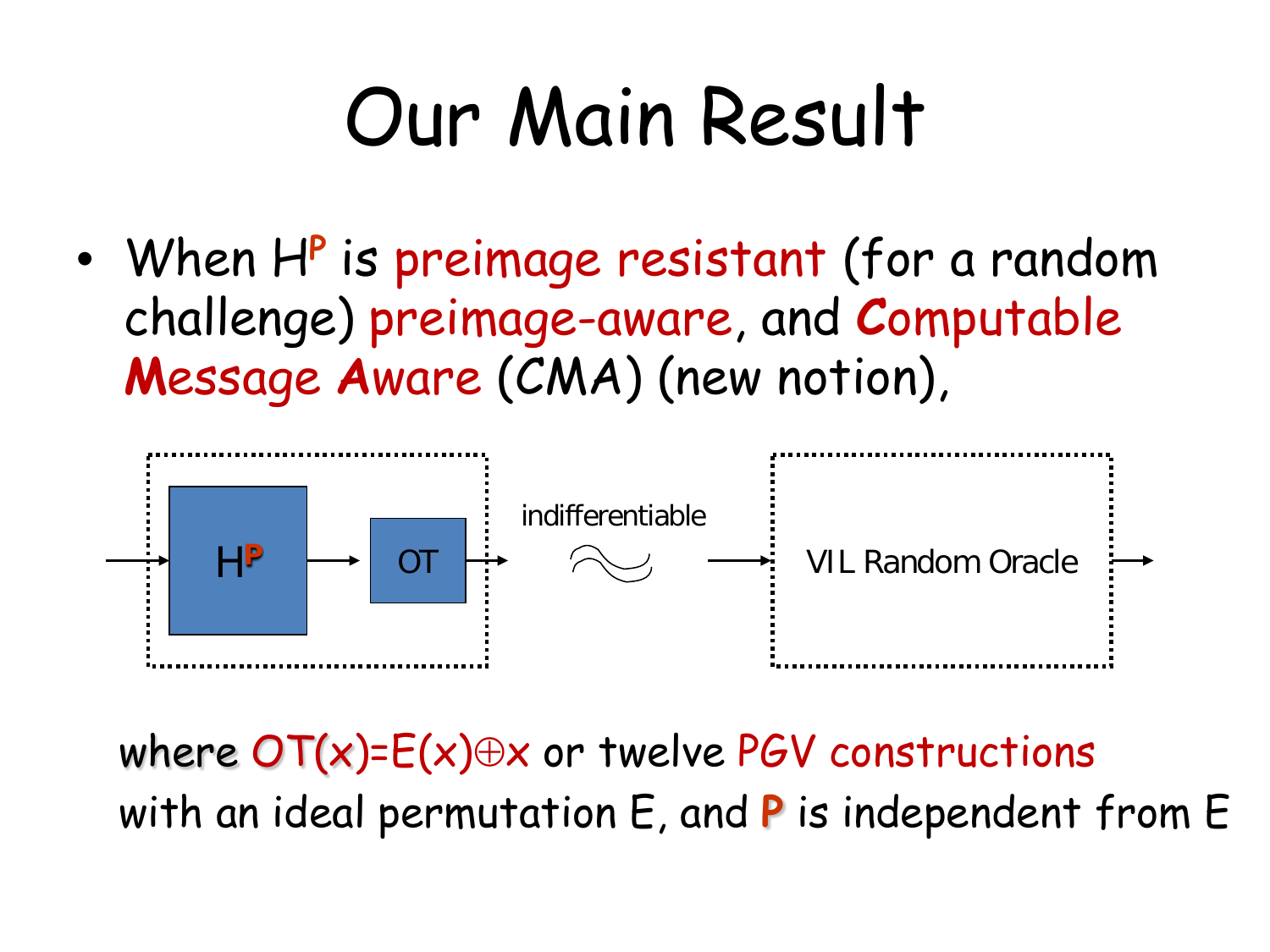# Our Main Result

- When $H^P$ is preimage resistant (for a random challenge) preimage-aware, and Computable Message Aware (CMA) (new notion),

$H^P$ → OT ≈ (indifferentiable) VIL Random Oracle

where $OT(x)=E(x)\oplus x$ or twelve PGV constructions with an ideal permutation E, and **P** is independent from E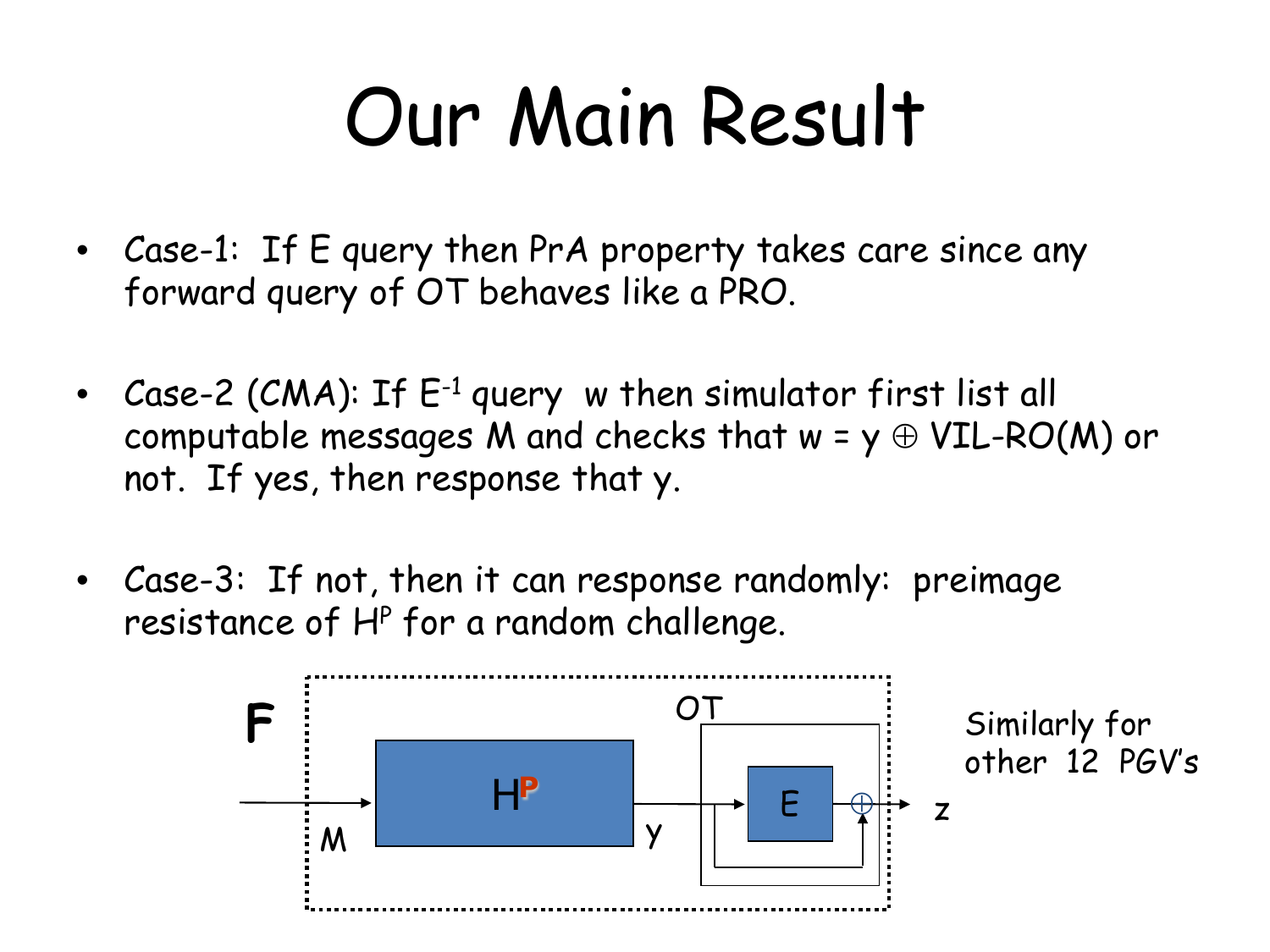# Our Main Result

- Case-1: If E query then PrA property takes care since any forward query of OT behaves like a PRO.
- Case-2 (CMA): If $E^{-1}$ query w then simulator first list all computable messages M and checks that $w = y \oplus$ VIL-RO(M) or not. If yes, then response that y.
- Case-3: If not, then it can response randomly: preimage resistance of $H^P$ for a random challenge.

F

M $H^P$ y OT E z

Similarly for other 12 PGV's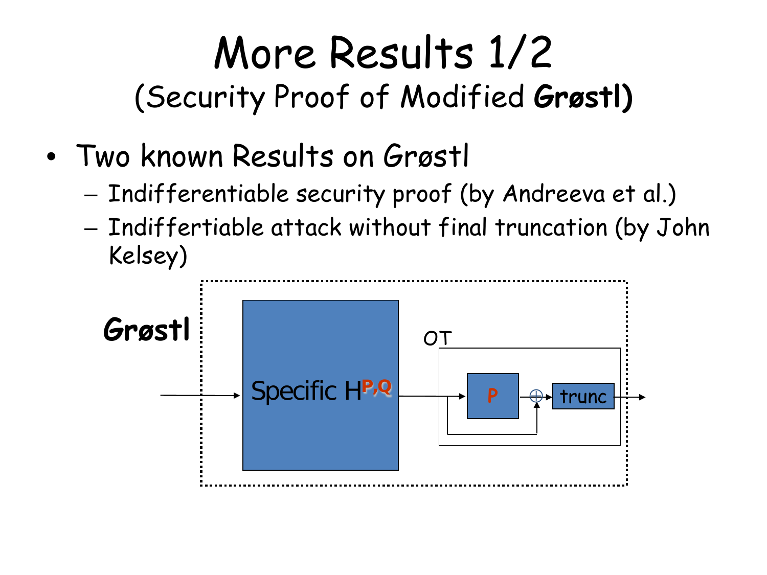# More Results 1/2

## (Security Proof of Modified **Grøstl**)

- Two known Results on Grøstl
  - Indifferentiable security proof (by Andreeva et al.)
  - Indiffertiable attack without final truncation (by John Kelsey)

**Grøstl**

Specific $H^{P,Q}$

OT

P

trunc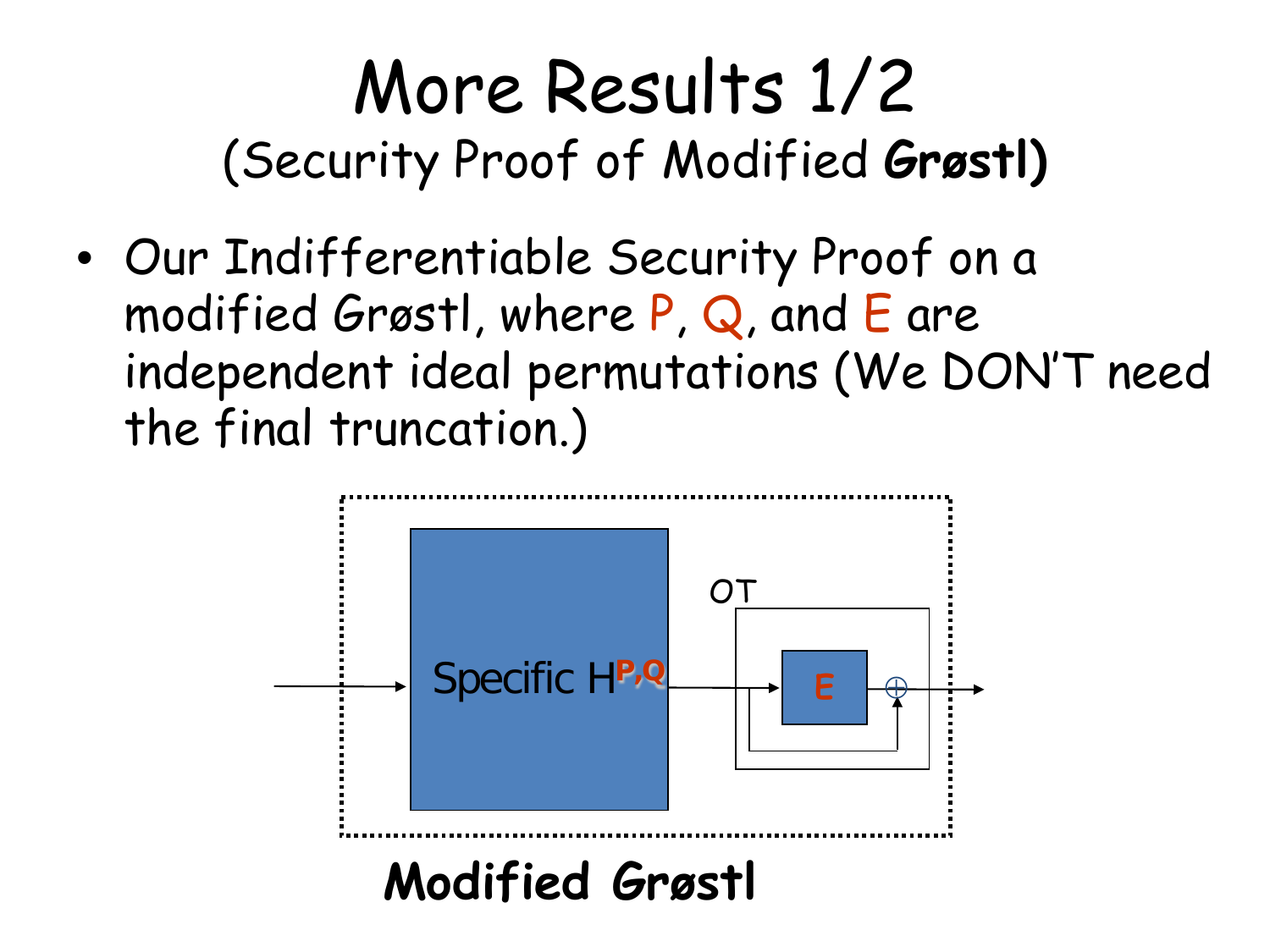# More Results 1/2

## (Security Proof of Modified **Grøstl**)

- Our Indifferentiable Security Proof on a modified Grøstl, where P, Q, and E are independent ideal permutations (We DON'T need the final truncation.)

Specific $H^{P,Q}$

OT

E

**Modified Grøstl**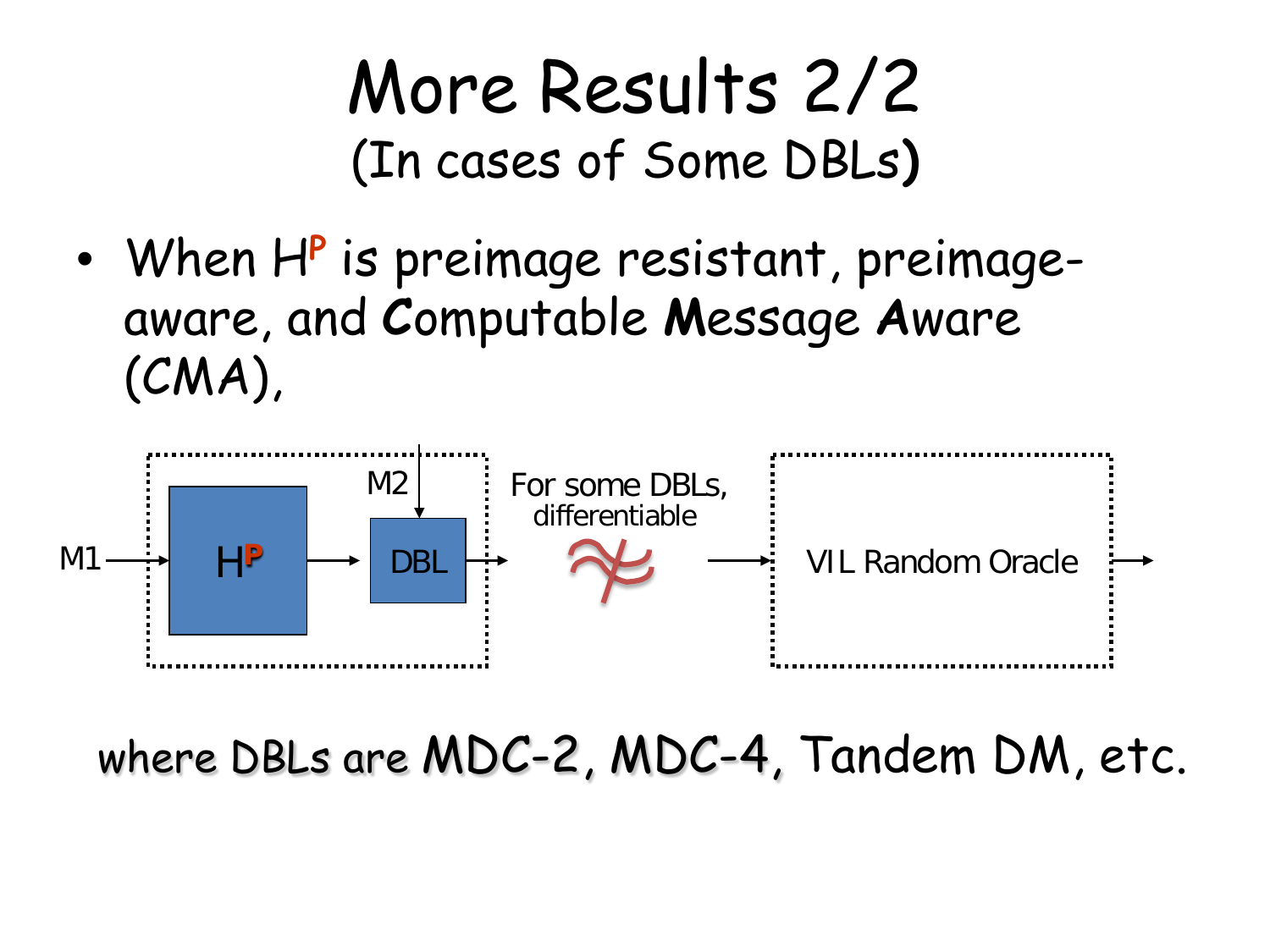# More Results 2/2

## (In cases of Some DBLs)

- When $H^P$ is preimage resistant, preimage-aware, and **C**omputable **M**essage **A**ware (CMA),

M1 → $H^P$ → DBL (M2) → For some DBLs, differentiable ≉ → VIL Random Oracle →

where DBLs are MDC-2, MDC-4, Tandem DM, etc.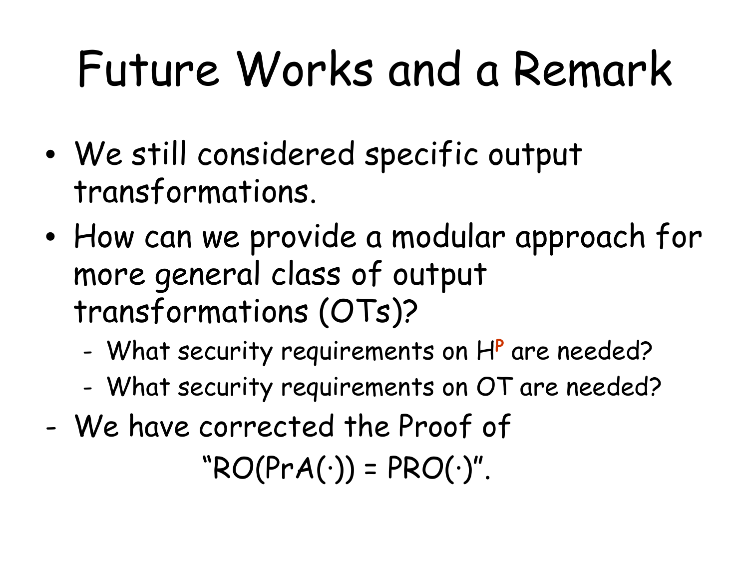# Future Works and a Remark

- We still considered specific output transformations.
- How can we provide a modular approach for more general class of output transformations (OTs)?
  - What security requirements on $H^P$ are needed?
  - What security requirements on OT are needed?

- We have corrected the Proof of

  "RO(PrA(·)) = PRO(·)".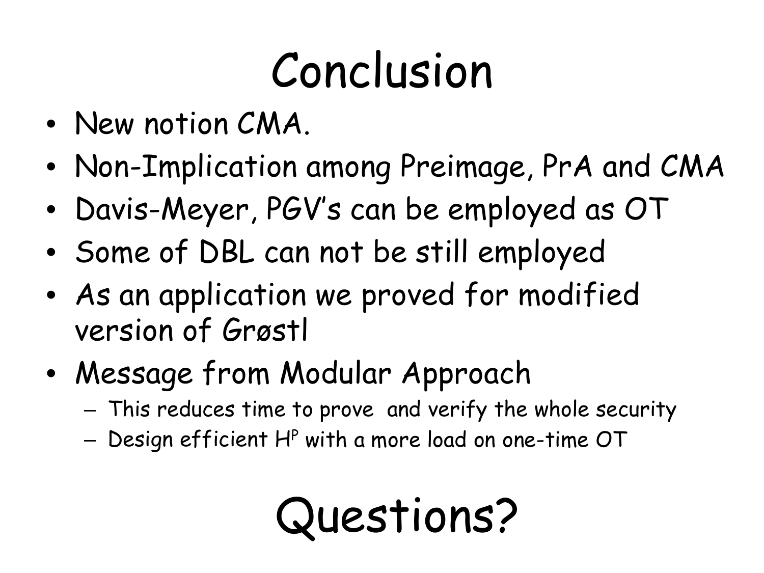# Conclusion

- New notion CMA.
- Non-Implication among Preimage, PrA and CMA
- Davis-Meyer, PGV's can be employed as OT
- Some of DBL can not be still employed
- As an application we proved for modified version of Grøstl
- Message from Modular Approach
  - This reduces time to prove and verify the whole security
  - Design efficient $H^P$ with a more load on one-time OT

# Questions?